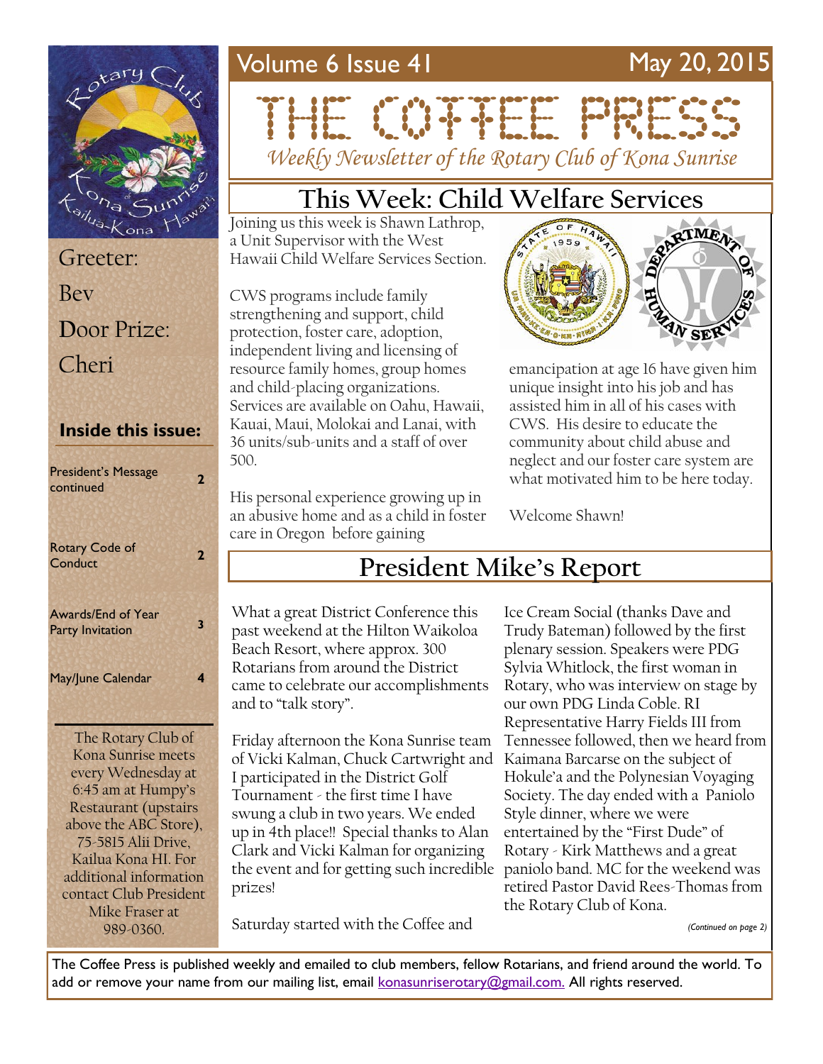# THE COFFEE PRESS

*Weekly Newsletter of the Rotary Club of Kona Sunrise*

Volume 6 Issue 41 — May 20, 2015

Greeter: Bev

Door Prize: Cheri

### Inside this issue:

| | |
|---|---|
| President's Message continued | 2 |
| Rotary Code of Conduct | 2 |
| Awards/End of Year Party Invitation | 3 |
| May/June Calendar | 4 |

The Rotary Club of Kona Sunrise meets every Wednesday at 6:45 am at Humpy's Restaurant (upstairs above the ABC Store), 75-5815 Alii Drive, Kailua Kona HI. For additional information contact Club President Mike Fraser at 989-0360.

## This Week: Child Welfare Services

Joining us this week is Shawn Lathrop, a Unit Supervisor with the West Hawaii Child Welfare Services Section.

CWS programs include family strengthening and support, child protection, foster care, adoption, independent living and licensing of resource family homes, group homes and child-placing organizations. Services are available on Oahu, Hawaii, Kauai, Maui, Molokai and Lanai, with 36 units/sub-units and a staff of over 500.

His personal experience growing up in an abusive home and as a child in foster care in Oregon before gaining emancipation at age 16 have given him unique insight into his job and has assisted him in all of his cases with CWS. His desire to educate the community about child abuse and neglect and our foster care system are what motivated him to be here today.

Welcome Shawn!

## President Mike's Report

What a great District Conference this past weekend at the Hilton Waikoloa Beach Resort, where approx. 300 Rotarians from around the District came to celebrate our accomplishments and to "talk story".

Friday afternoon the Kona Sunrise team of Vicki Kalman, Chuck Cartwright and I participated in the District Golf Tournament - the first time I have swung a club in two years. We ended up in 4th place!! Special thanks to Alan Clark and Vicki Kalman for organizing the event and for getting such incredible prizes!

Saturday started with the Coffee and Ice Cream Social (thanks Dave and Trudy Bateman) followed by the first plenary session. Speakers were PDG Sylvia Whitlock, the first woman in Rotary, who was interview on stage by our own PDG Linda Coble. RI Representative Harry Fields III from Tennessee followed, then we heard from Kaimana Barcarse on the subject of Hokule'a and the Polynesian Voyaging Society. The day ended with a Paniolo Style dinner, where we were entertained by the "First Dude" of Rotary - Kirk Matthews and a great paniolo band. MC for the weekend was retired Pastor David Rees-Thomas from the Rotary Club of Kona.

*(Continued on page 2)*

The Coffee Press is published weekly and emailed to club members, fellow Rotarians, and friend around the world. To add or remove your name from our mailing list, email konasunriserotary@gmail.com. All rights reserved.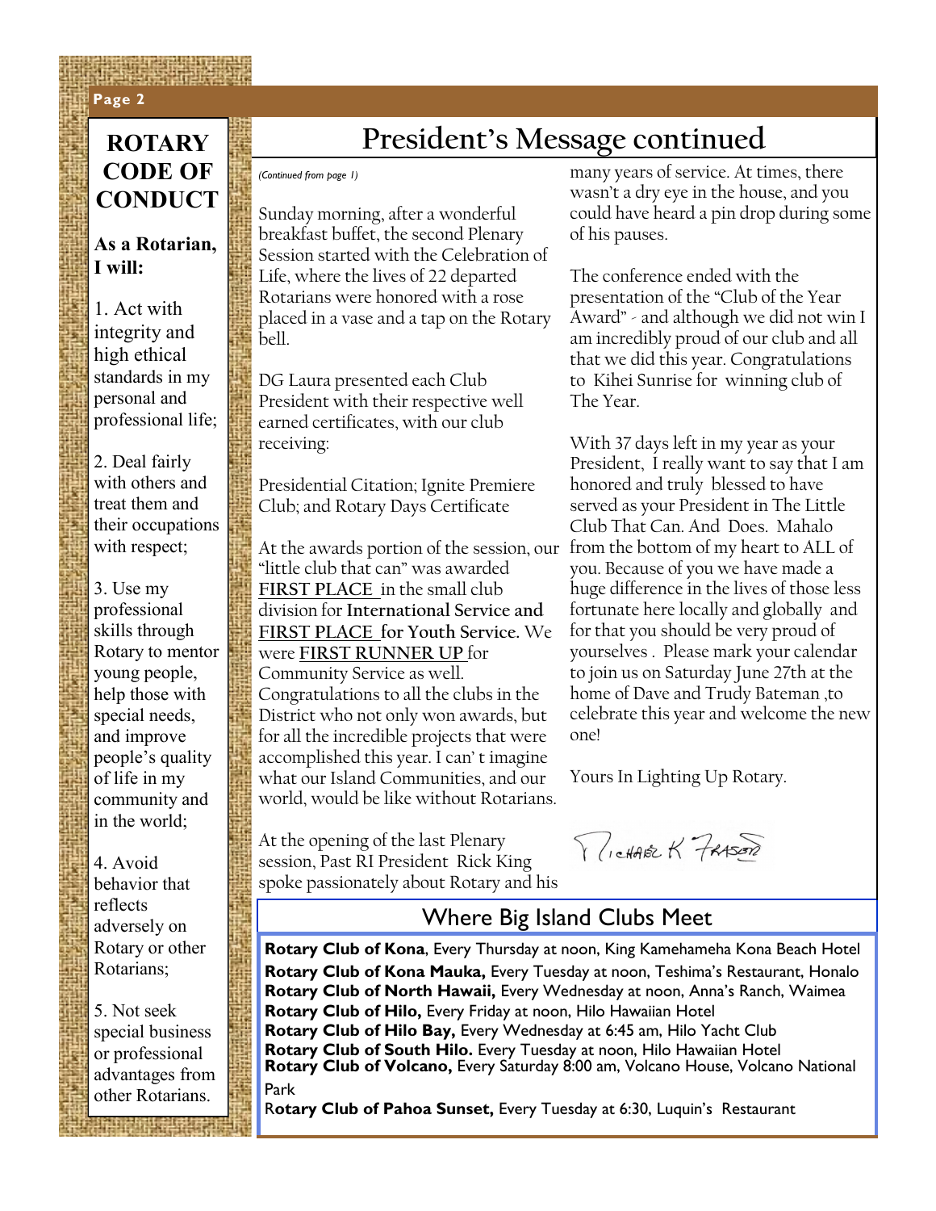## ROTARY CODE OF CONDUCT

**As a Rotarian, I will:**

1. Act with integrity and high ethical standards in my personal and professional life;

2. Deal fairly with others and treat them and their occupations with respect;

3. Use my professional skills through Rotary to mentor young people, help those with special needs, and improve people's quality of life in my community and in the world;

4. Avoid behavior that reflects adversely on Rotary or other Rotarians;

5. Not seek special business or professional advantages from other Rotarians.

# President's Message continued

*(Continued from page 1)*

Sunday morning, after a wonderful breakfast buffet, the second Plenary Session started with the Celebration of Life, where the lives of 22 departed Rotarians were honored with a rose placed in a vase and a tap on the Rotary bell.

DG Laura presented each Club President with their respective well earned certificates, with our club receiving:

Presidential Citation; Ignite Premiere Club; and Rotary Days Certificate

At the awards portion of the session, our "little club that can" was awarded FIRST PLACE in the small club division for **International Service and** FIRST PLACE **for Youth Service.** We were FIRST RUNNER UP for Community Service as well. Congratulations to all the clubs in the District who not only won awards, but for all the incredible projects that were accomplished this year. I can' t imagine what our Island Communities, and our world, would be like without Rotarians.

At the opening of the last Plenary session, Past RI President Rick King spoke passionately about Rotary and his many years of service. At times, there wasn't a dry eye in the house, and you could have heard a pin drop during some of his pauses.

The conference ended with the presentation of the "Club of the Year Award" - and although we did not win I am incredibly proud of our club and all that we did this year. Congratulations to Kihei Sunrise for winning club of The Year.

With 37 days left in my year as your President, I really want to say that I am honored and truly blessed to have served as your President in The Little Club That Can. And Does. Mahalo from the bottom of my heart to ALL of you. Because of you we have made a huge difference in the lives of those less fortunate here locally and globally and for that you should be very proud of yourselves . Please mark your calendar to join us on Saturday June 27th at the home of Dave and Trudy Bateman ,to celebrate this year and welcome the new one!

Yours In Lighting Up Rotary.

Richard K Fraser

## Where Big Island Clubs Meet

**Rotary Club of Kona**, Every Thursday at noon, King Kamehameha Kona Beach Hotel
**Rotary Club of Kona Mauka,** Every Tuesday at noon, Teshima's Restaurant, Honalo
**Rotary Club of North Hawaii,** Every Wednesday at noon, Anna's Ranch, Waimea
**Rotary Club of Hilo,** Every Friday at noon, Hilo Hawaiian Hotel
**Rotary Club of Hilo Bay,** Every Wednesday at 6:45 am, Hilo Yacht Club
**Rotary Club of South Hilo.** Every Tuesday at noon, Hilo Hawaiian Hotel
**Rotary Club of Volcano,** Every Saturday 8:00 am, Volcano House, Volcano National Park
**Rotary Club of Pahoa Sunset,** Every Tuesday at 6:30, Luquin's Restaurant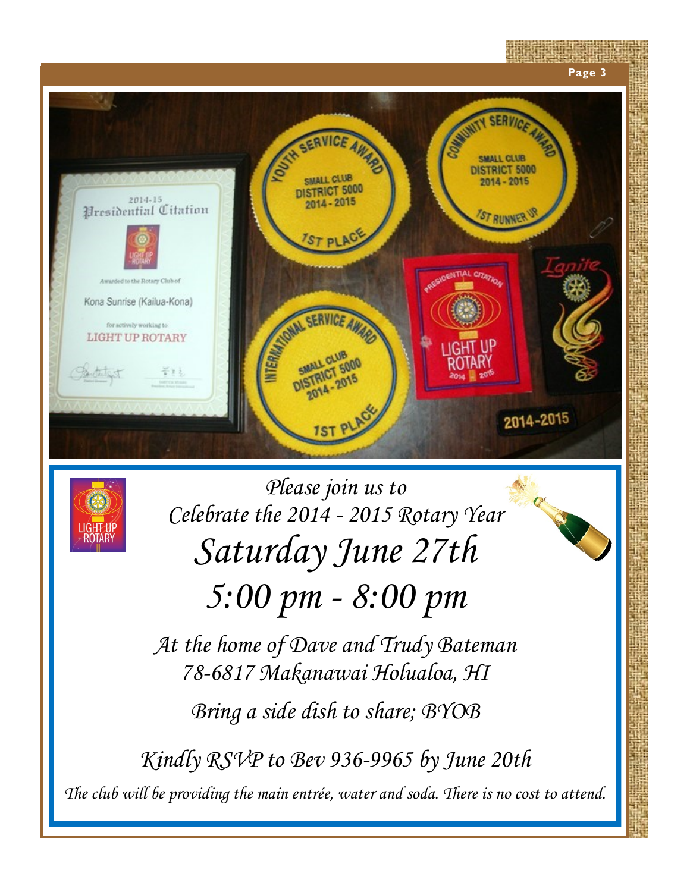*Please join us to*
*Celebrate the 2014 - 2015 Rotary Year*

# *Saturday June 27th*

# *5:00 pm - 8:00 pm*

*At the home of Dave and Trudy Bateman*
*78-6817 Makanawai Holualoa, HI*

*Bring a side dish to share; BYOB*

*Kindly RSVP to Bev 936-9965 by June 20th*

*The club will be providing the main entrée, water and soda. There is no cost to attend.*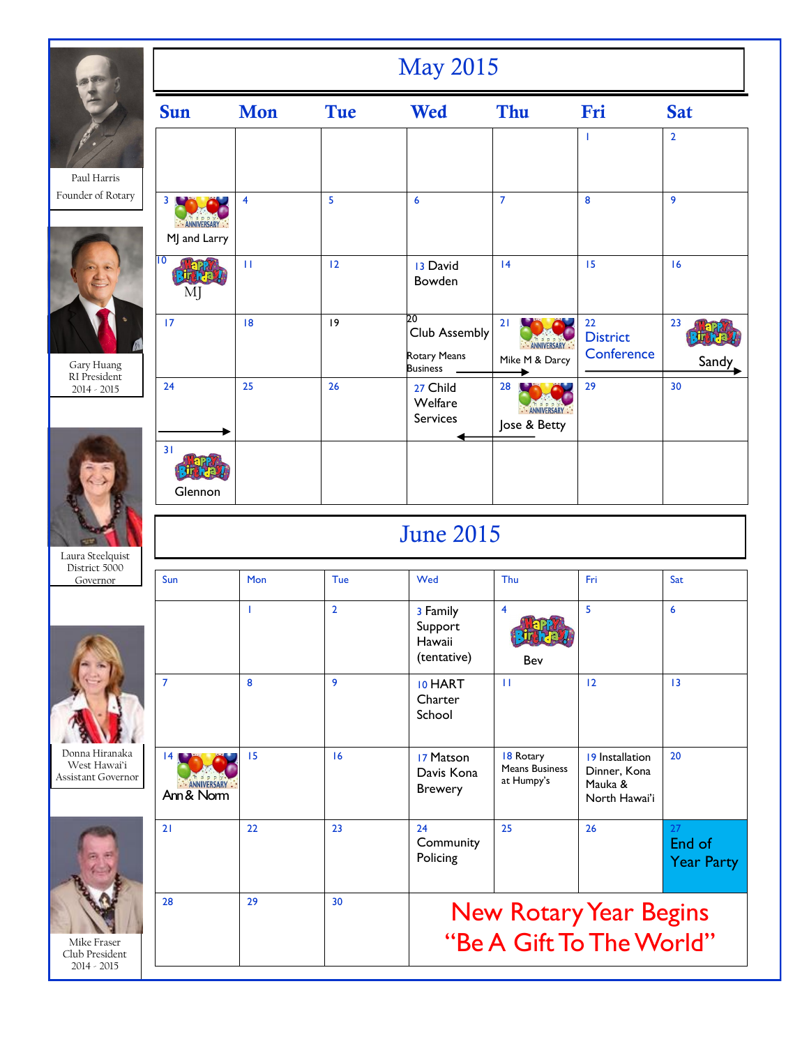Paul Harris
Founder of Rotary

Gary Huang
RI President
2014 - 2015

Laura Steelquist
District 5000
Governor

Donna Hiranaka
West Hawai'i
Assistant Governor

Mike Fraser
Club President
2014 - 2015

# May 2015

| Sun | Mon | Tue | Wed | Thu | Fri | Sat |
|---|---|---|---|---|---|---|
| | | | | | 1 | 2 |
| 3 Happy Anniversary MJ and Larry | 4 | 5 | 6 | 7 | 8 | 9 |
| 10 Happy Birthday! MJ | 11 | 12 | 13 David Bowden | 14 | 15 | 16 |
| 17 | 18 | 19 | 20 Club Assembly<br>Rotary Means Business | 21 Happy Anniversary Mike M & Darcy | 22 District Conference | 23 Happy Birthday! Sandy |
| 24 | 25 | 26 | 27 Child Welfare Services | 28 Happy Anniversary Jose & Betty | 29 | 30 |
| 31 Happy Birthday! Glennon | | | | | | |

# June 2015

| Sun | Mon | Tue | Wed | Thu | Fri | Sat |
|---|---|---|---|---|---|---|
| | 1 | 2 | 3 Family Support Hawaii (tentative) | 4 Happy Birthday! Bev | 5 | 6 |
| 7 | 8 | 9 | 10 HART Charter School | 11 | 12 | 13 |
| 14 Happy Anniversary Ann & Norm | 15 | 16 | 17 Matson Davis Kona Brewery | 18 Rotary Means Business at Humpy's | 19 Installation Dinner, Kona Mauka & North Hawai'i | 20 |
| 21 | 22 | 23 | 24 Community Policing | 25 | 26 | 27 End of Year Party |
| 28 | 29 | 30 | New Rotary Year Begins "Be A Gift To The World" | | | |